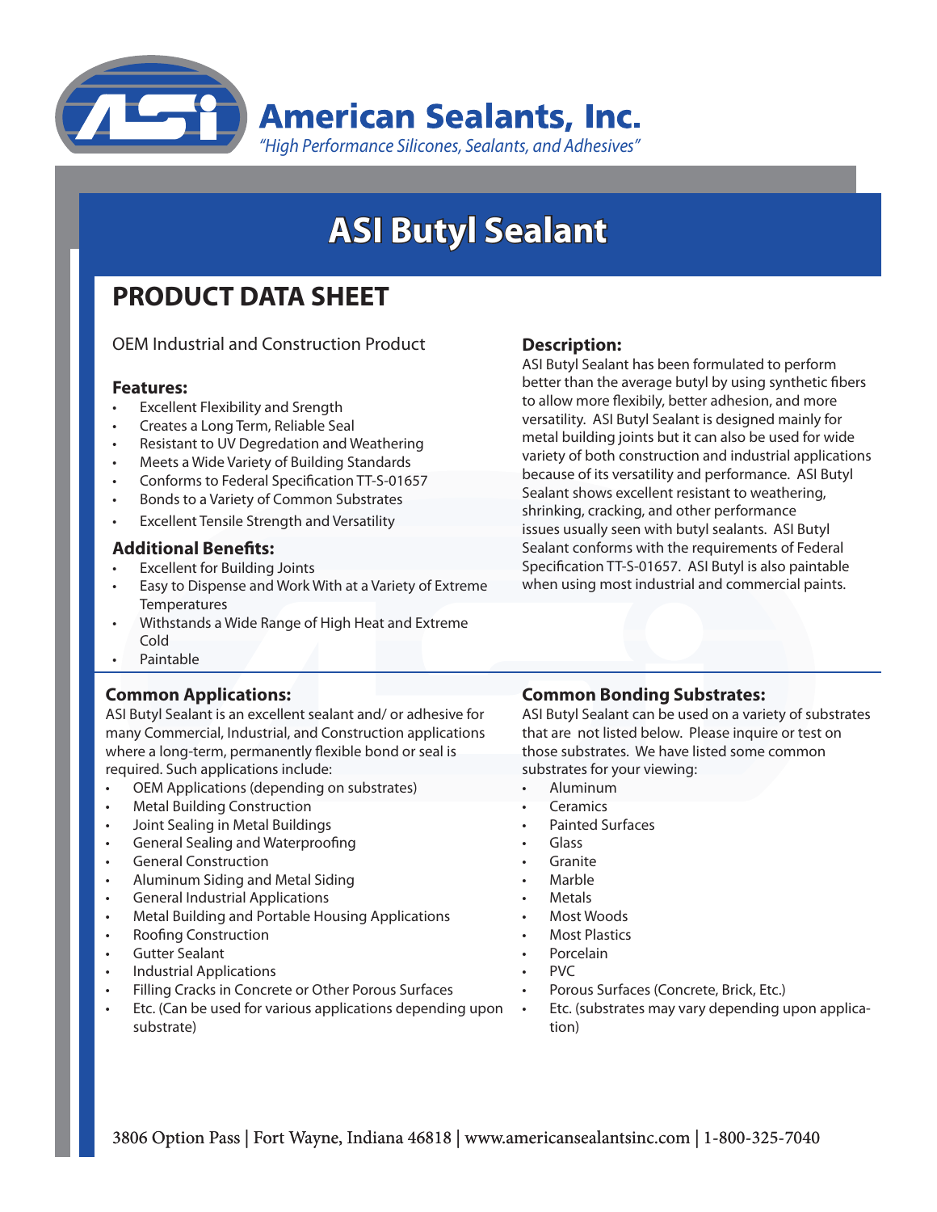# American Sealants, Inc.

*"High Performance Silicones, Sealants, and Adhesives"*

# ASI Butyl Sealant

## PRODUCT DATA SHEET

OEM Industrial and Construction Product

### Features:

- Excellent Flexibility and Srength
- Creates a Long Term, Reliable Seal
- Resistant to UV Degredation and Weathering
- Meets a Wide Variety of Building Standards
- Conforms to Federal Specification TT-S-01657
- Bonds to a Variety of Common Substrates
- Excellent Tensile Strength and Versatility

### Additional Benefits:

- Excellent for Building Joints
- Easy to Dispense and Work With at a Variety of Extreme Temperatures
- Withstands a Wide Range of High Heat and Extreme Cold
- Paintable

### Description:

ASI Butyl Sealant has been formulated to perform better than the average butyl by using synthetic fibers to allow more flexibily, better adhesion, and more versatility. ASI Butyl Sealant is designed mainly for metal building joints but it can also be used for wide variety of both construction and industrial applications because of its versatility and performance. ASI Butyl Sealant shows excellent resistant to weathering, shrinking, cracking, and other performance issues usually seen with butyl sealants. ASI Butyl Sealant conforms with the requirements of Federal Specification TT-S-01657. ASI Butyl is also paintable when using most industrial and commercial paints.

### Common Applications:

ASI Butyl Sealant is an excellent sealant and/ or adhesive for many Commercial, Industrial, and Construction applications where a long-term, permanently flexible bond or seal is required. Such applications include:

- OEM Applications (depending on substrates)
- Metal Building Construction
- Joint Sealing in Metal Buildings
- General Sealing and Waterproofing
- General Construction
- Aluminum Siding and Metal Siding
- General Industrial Applications
- Metal Building and Portable Housing Applications
- Roofing Construction
- Gutter Sealant
- Industrial Applications
- Filling Cracks in Concrete or Other Porous Surfaces
- Etc. (Can be used for various applications depending upon substrate)

### Common Bonding Substrates:

ASI Butyl Sealant can be used on a variety of substrates that are not listed below. Please inquire or test on those substrates. We have listed some common substrates for your viewing:

- Aluminum
- Ceramics
- Painted Surfaces
- Glass
- Granite
- Marble
- Metals
- Most Woods
- Most Plastics
- Porcelain
- PVC
- Porous Surfaces (Concrete, Brick, Etc.)
- Etc. (substrates may vary depending upon application)

3806 Option Pass | Fort Wayne, Indiana 46818 | www.americansealantsinc.com | 1-800-325-7040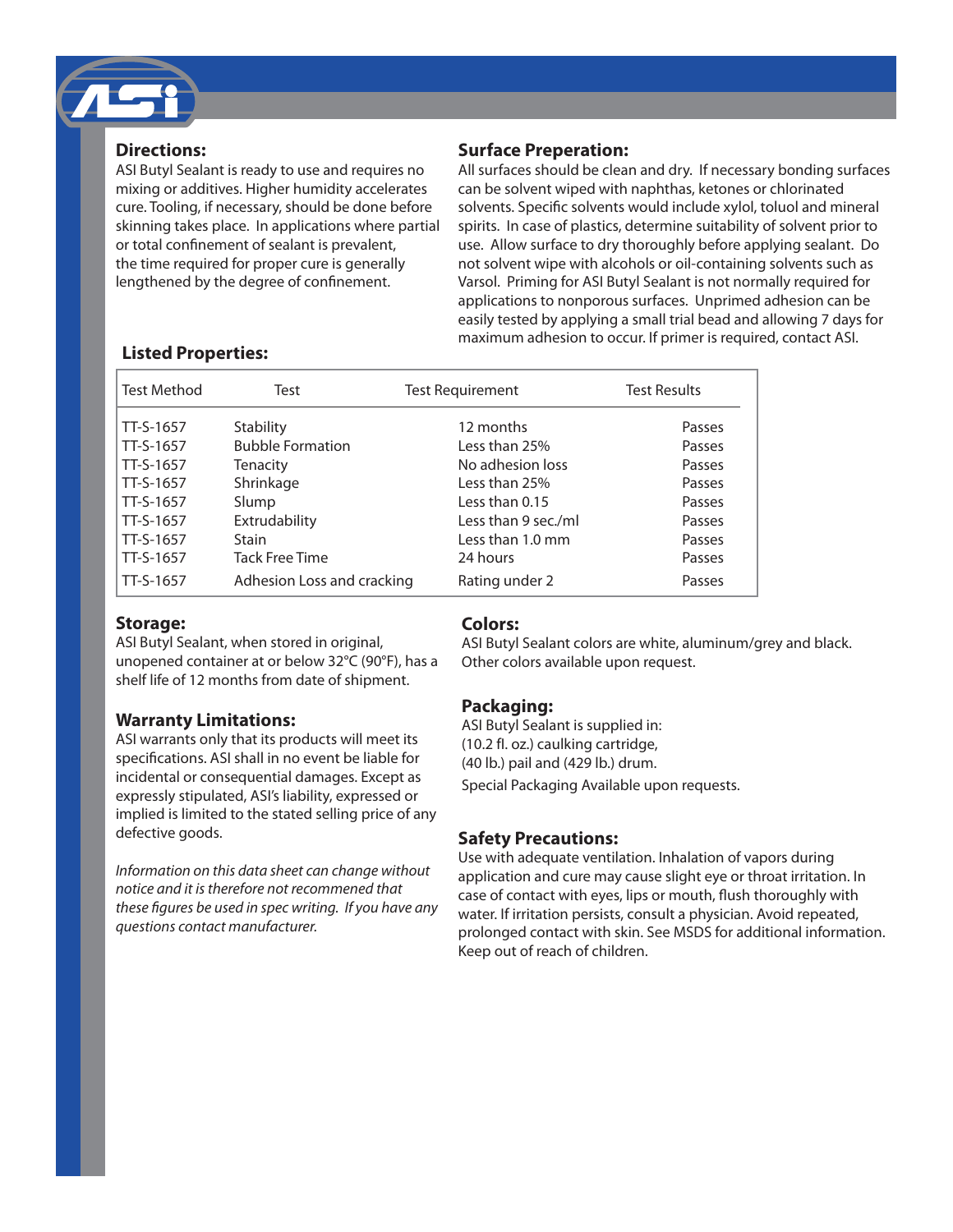## Directions:

ASI Butyl Sealant is ready to use and requires no mixing or additives. Higher humidity accelerates cure. Tooling, if necessary, should be done before skinning takes place. In applications where partial or total confinement of sealant is prevalent, the time required for proper cure is generally lengthened by the degree of confinement.

## Surface Preperation:

All surfaces should be clean and dry. If necessary bonding surfaces can be solvent wiped with naphthas, ketones or chlorinated solvents. Specific solvents would include xylol, toluol and mineral spirits. In case of plastics, determine suitability of solvent prior to use. Allow surface to dry thoroughly before applying sealant. Do not solvent wipe with alcohols or oil-containing solvents such as Varsol. Priming for ASI Butyl Sealant is not normally required for applications to nonporous surfaces. Unprimed adhesion can be easily tested by applying a small trial bead and allowing 7 days for maximum adhesion to occur. If primer is required, contact ASI.

## Listed Properties:

| Test Method | Test | Test Requirement | Test Results |
|---|---|---|---|
| TT-S-1657 | Stability | 12 months | Passes |
| TT-S-1657 | Bubble Formation | Less than 25% | Passes |
| TT-S-1657 | Tenacity | No adhesion loss | Passes |
| TT-S-1657 | Shrinkage | Less than 25% | Passes |
| TT-S-1657 | Slump | Less than 0.15 | Passes |
| TT-S-1657 | Extrudability | Less than 9 sec./ml | Passes |
| TT-S-1657 | Stain | Less than 1.0 mm | Passes |
| TT-S-1657 | Tack Free Time | 24 hours | Passes |
| TT-S-1657 | Adhesion Loss and cracking | Rating under 2 | Passes |

## Storage:

ASI Butyl Sealant, when stored in original, unopened container at or below 32°C (90°F), has a shelf life of 12 months from date of shipment.

## Warranty Limitations:

ASI warrants only that its products will meet its specifications. ASI shall in no event be liable for incidental or consequential damages. Except as expressly stipulated, ASI's liability, expressed or implied is limited to the stated selling price of any defective goods.

*Information on this data sheet can change without notice and it is therefore not recommened that these figures be used in spec writing. If you have any questions contact manufacturer.*

## Colors:

ASI Butyl Sealant colors are white, aluminum/grey and black. Other colors available upon request.

## Packaging:

ASI Butyl Sealant is supplied in:
(10.2 fl. oz.) caulking cartridge,
(40 lb.) pail and (429 lb.) drum.

Special Packaging Available upon requests.

## Safety Precautions:

Use with adequate ventilation. Inhalation of vapors during application and cure may cause slight eye or throat irritation. In case of contact with eyes, lips or mouth, flush thoroughly with water. If irritation persists, consult a physician. Avoid repeated, prolonged contact with skin. See MSDS for additional information. Keep out of reach of children.